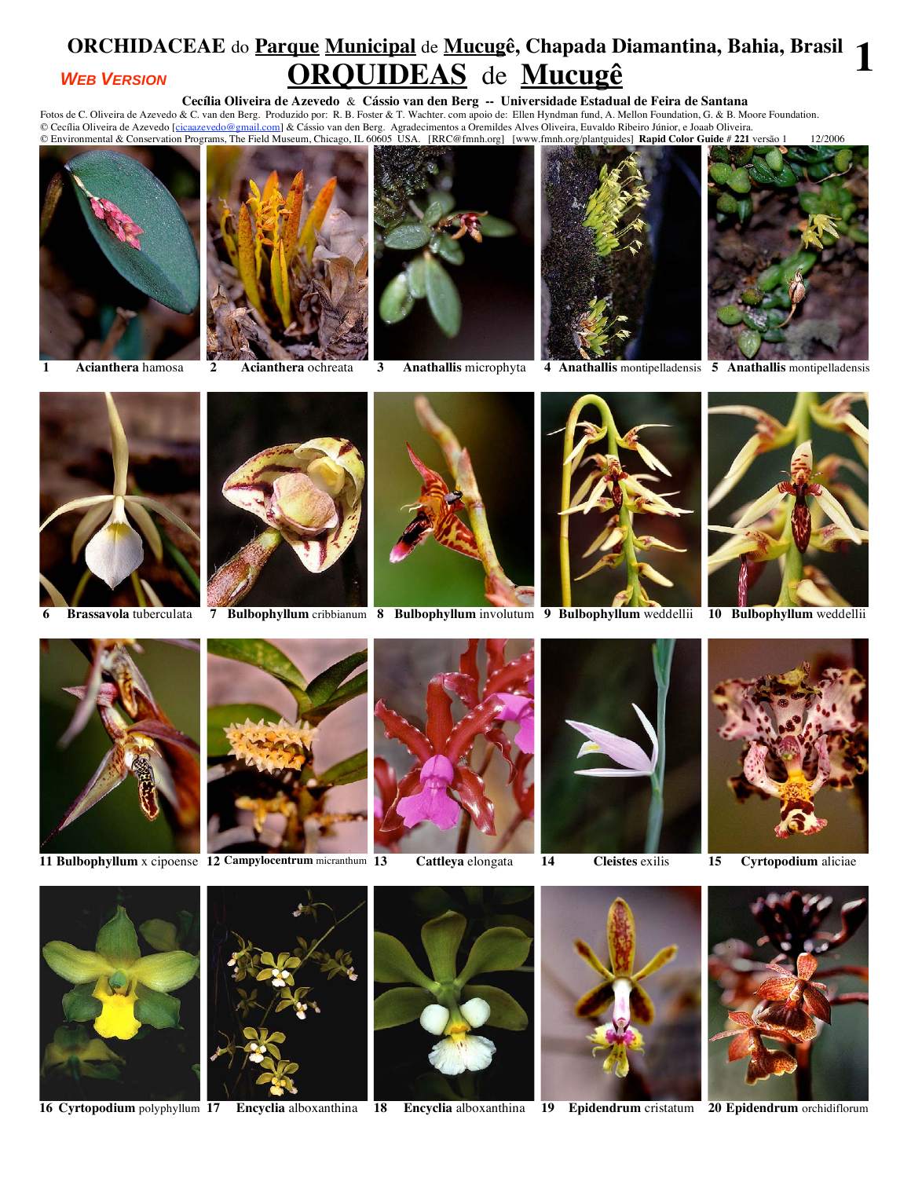# ORCHIDACEAE do Parque Municipal de Mucugê, Chapada Diamantina, Bahia, Brasil

**WEB VERSION**

## ORQUIDEAS de Mucugê

**Cecília Oliveira de Azevedo & Cássio van den Berg -- Universidade Estadual de Feira de Santana**

Fotos de C. Oliveira de Azevedo & C. van den Berg. Produzido por: R. B. Foster & T. Wachter. com apoio de: Ellen Hyndman fund, A. Mellon Foundation, G. & B. Moore Foundation.
© Cecília Oliveira de Azevedo [cicaazevedo@gmail.com] & Cássio van den Berg. Agradecimentos a Oremildes Alves Oliveira, Euvaldo Ribeiro Júnior, e Joaab Oliveira.
© Environmental & Conservation Programs, The Field Museum, Chicago, IL 60605 USA. [RRC@fmnh.org] [www.fmnh.org/plantguides] **Rapid Color Guide # 221** versão 1 12/2006

1 **Acianthera** hamosa

2 **Acianthera** ochreata

3 **Anathallis** microphyta

4 **Anathallis** montipelladensis

5 **Anathallis** montipelladensis

6 **Brassavola** tuberculata

7 **Bulbophyllum** cribbianum

8 **Bulbophyllum** involutum

9 **Bulbophyllum** weddellii

10 **Bulbophyllum** weddellii

11 **Bulbophyllum** x cipoense

12 **Campylocentrum** micranthum

13 **Cattleya** elongata

14 **Cleistes** exilis

15 **Cyrtopodium** aliciae

16 **Cyrtopodium** polyphyllum

17 **Encyclia** alboxanthina

18 **Encyclia** alboxanthina

19 **Epidendrum** cristatum

20 **Epidendrum** orchidiflorum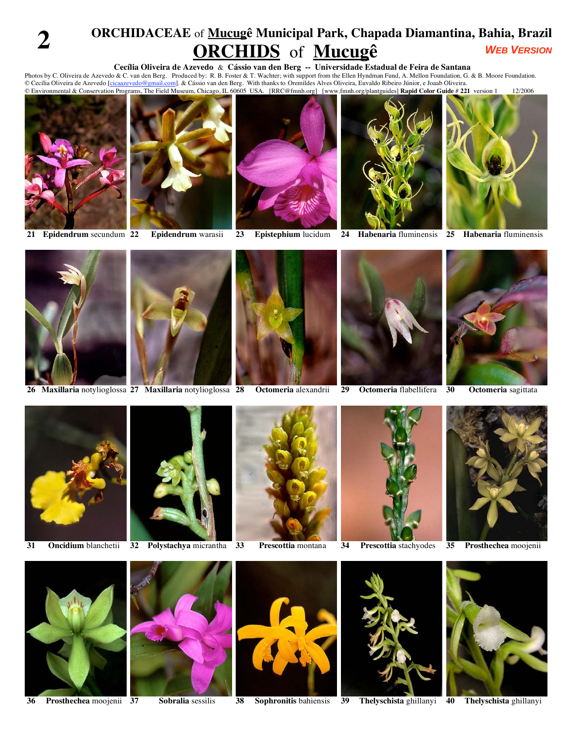# ORCHIDACEAE of Mucugê Municipal Park, Chapada Diamantina, Bahia, Brazil

## ORCHIDS of Mucugê

*WEB VERSION*

**Cecília Oliveira de Azevedo & Cássio van den Berg -- Universidade Estadual de Feira de Santana**

Photos by C. Oliveira de Azevedo & C. van den Berg. Produced by: R. B. Foster & T. Wachter; with support from the Ellen Hyndman Fund, A. Mellon Foundation, G. & B. Moore Foundation.
© Cecília Oliveira de Azevedo [cicaazevedo@gmail.com]. & Cássio van den Berg. With thanks to Oremildes Alves Oliveira, Euvaldo Ribeiro Júnior, e Joaab Oliveira.
© Environmental & Conservation Programs, The Field Museum, Chicago, IL 60605 USA. [RRC@fmnh.org] [www.fmnh.org/plantguides] **Rapid Color Guide # 221** version 1 12/2006

21 **Epidendrum** secundum

22 **Epidendrum** warasii

23 **Epistephium** lucidum

24 **Habenaria** fluminensis

25 **Habenaria** fluminensis

26 **Maxillaria** notylioglossa

27 **Maxillaria** notylioglossa

28 **Octomeria** alexandrii

29 **Octomeria** flabellifera

30 **Octomeria** sagittata

31 **Oncidium** blanchetii

32 **Polystachya** micrantha

33 **Prescottia** montana

34 **Prescottia** stachyodes

35 **Prosthechea** moojenii

36 **Prosthechea** moojenii

37 **Sobralia** sessilis

38 **Sophronitis** bahiensis

39 **Thelyschista** ghillanyi

40 **Thelyschista** ghillanyi